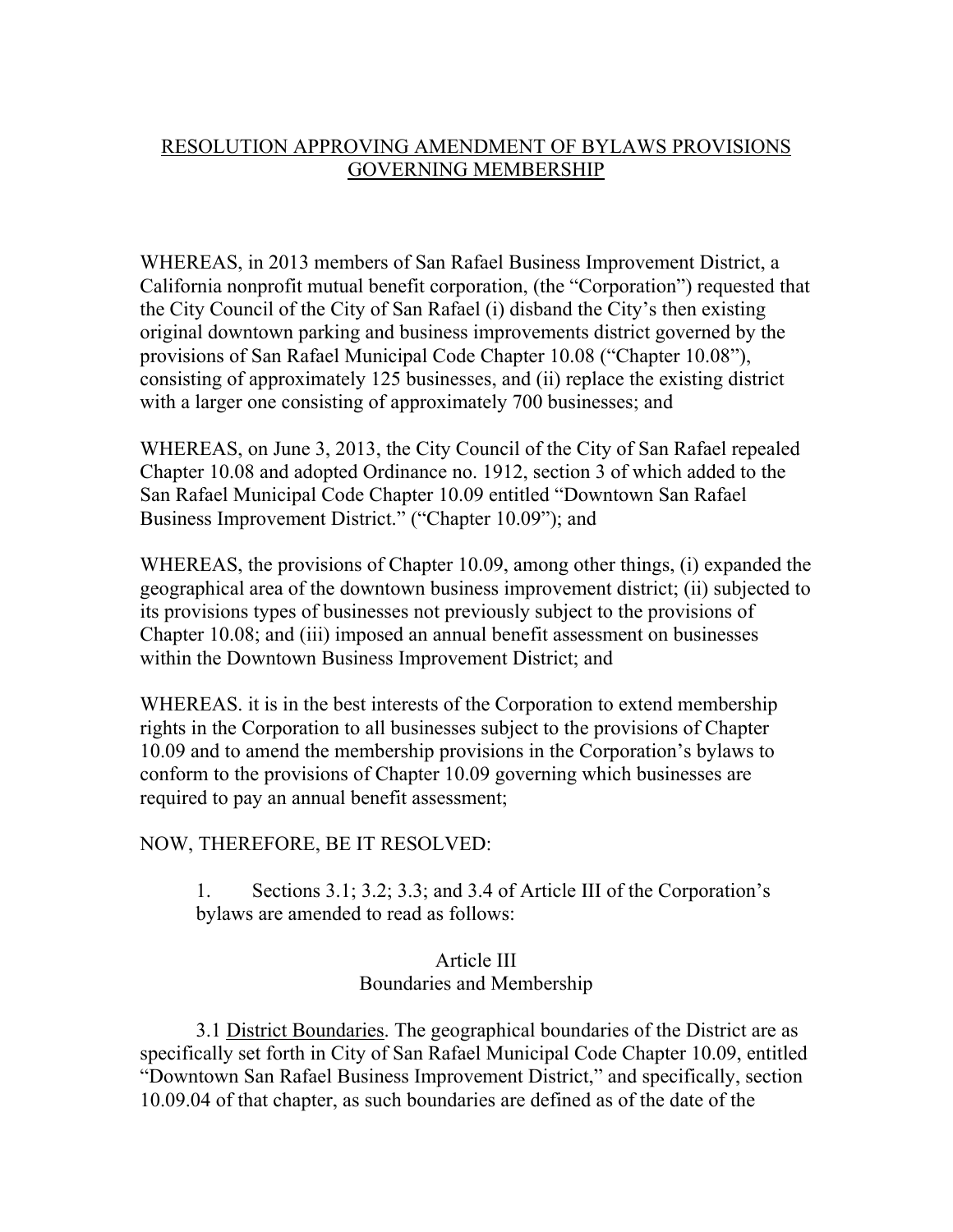# RESOLUTION APPROVING AMENDMENT OF BYLAWS PROVISIONS GOVERNING MEMBERSHIP

WHEREAS, in 2013 members of San Rafael Business Improvement District, a California nonprofit mutual benefit corporation, (the "Corporation") requested that the City Council of the City of San Rafael (i) disband the City's then existing original downtown parking and business improvements district governed by the provisions of San Rafael Municipal Code Chapter 10.08 ("Chapter 10.08"), consisting of approximately 125 businesses, and (ii) replace the existing district with a larger one consisting of approximately 700 businesses; and

WHEREAS, on June 3, 2013, the City Council of the City of San Rafael repealed Chapter 10.08 and adopted Ordinance no. 1912, section 3 of which added to the San Rafael Municipal Code Chapter 10.09 entitled "Downtown San Rafael Business Improvement District." ("Chapter 10.09"); and

WHEREAS, the provisions of Chapter 10.09, among other things, (i) expanded the geographical area of the downtown business improvement district; (ii) subjected to its provisions types of businesses not previously subject to the provisions of Chapter 10.08; and (iii) imposed an annual benefit assessment on businesses within the Downtown Business Improvement District; and

WHEREAS. it is in the best interests of the Corporation to extend membership rights in the Corporation to all businesses subject to the provisions of Chapter 10.09 and to amend the membership provisions in the Corporation's bylaws to conform to the provisions of Chapter 10.09 governing which businesses are required to pay an annual benefit assessment;

NOW, THEREFORE, BE IT RESOLVED:

1. Sections 3.1; 3.2; 3.3; and 3.4 of Article III of the Corporation's bylaws are amended to read as follows:

Article III
Boundaries and Membership

3.1 District Boundaries. The geographical boundaries of the District are as specifically set forth in City of San Rafael Municipal Code Chapter 10.09, entitled "Downtown San Rafael Business Improvement District," and specifically, section 10.09.04 of that chapter, as such boundaries are defined as of the date of the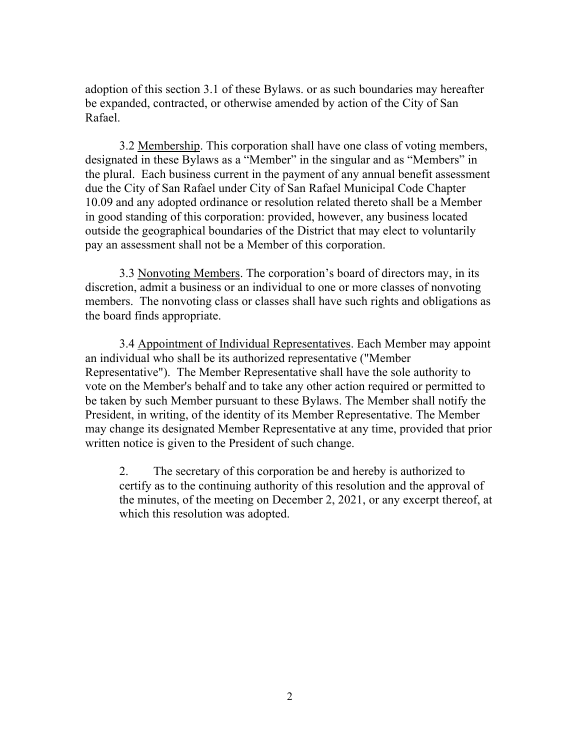adoption of this section 3.1 of these Bylaws. or as such boundaries may hereafter be expanded, contracted, or otherwise amended by action of the City of San Rafael.

3.2 Membership. This corporation shall have one class of voting members, designated in these Bylaws as a "Member" in the singular and as "Members" in the plural. Each business current in the payment of any annual benefit assessment due the City of San Rafael under City of San Rafael Municipal Code Chapter 10.09 and any adopted ordinance or resolution related thereto shall be a Member in good standing of this corporation: provided, however, any business located outside the geographical boundaries of the District that may elect to voluntarily pay an assessment shall not be a Member of this corporation.

3.3 Nonvoting Members. The corporation's board of directors may, in its discretion, admit a business or an individual to one or more classes of nonvoting members. The nonvoting class or classes shall have such rights and obligations as the board finds appropriate.

3.4 Appointment of Individual Representatives. Each Member may appoint an individual who shall be its authorized representative ("Member Representative"). The Member Representative shall have the sole authority to vote on the Member's behalf and to take any other action required or permitted to be taken by such Member pursuant to these Bylaws. The Member shall notify the President, in writing, of the identity of its Member Representative. The Member may change its designated Member Representative at any time, provided that prior written notice is given to the President of such change.

2. The secretary of this corporation be and hereby is authorized to certify as to the continuing authority of this resolution and the approval of the minutes, of the meeting on December 2, 2021, or any excerpt thereof, at which this resolution was adopted.